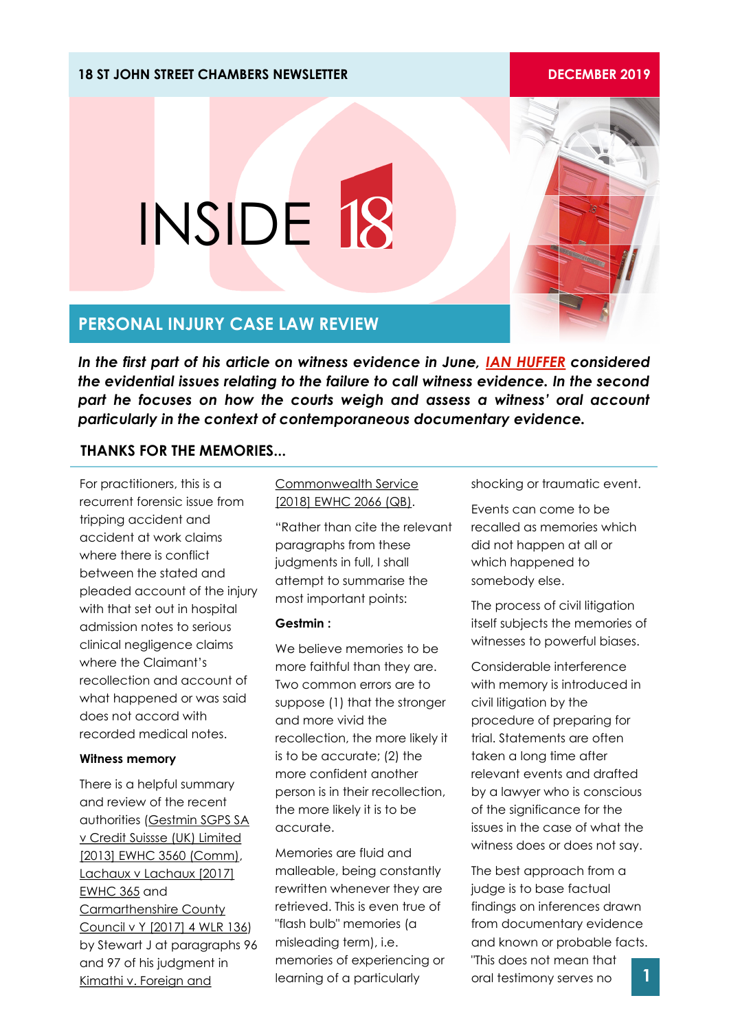18 ST JOHN STREET CHAMBERS NEWSLETTER

DECEMBER 2019

# INSIDE 18

## PERSONAL INJURY CASE LAW REVIEW

***In the first part of his article on witness evidence in June, IAN HUFFER considered the evidential issues relating to the failure to call witness evidence. In the second part he focuses on how the courts weigh and assess a witness' oral account particularly in the context of contemporaneous documentary evidence.***

### THANKS FOR THE MEMORIES...

For practitioners, this is a recurrent forensic issue from tripping accident and accident at work claims where there is conflict between the stated and pleaded account of the injury with that set out in hospital admission notes to serious clinical negligence claims where the Claimant's recollection and account of what happened or was said does not accord with recorded medical notes.

**Witness memory**

There is a helpful summary and review of the recent authorities (Gestmin SGPS SA v Credit Suissse (UK) Limited [2013] EWHC 3560 (Comm), Lachaux v Lachaux [2017] EWHC 365 and Carmarthenshire County Council v Y [2017] 4 WLR 136) by Stewart J at paragraphs 96 and 97 of his judgment in Kimathi v. Foreign and Commonwealth Service [2018] EWHC 2066 (QB).

"Rather than cite the relevant paragraphs from these judgments in full, I shall attempt to summarise the most important points:

**Gestmin :**

We believe memories to be more faithful than they are. Two common errors are to suppose (1) that the stronger and more vivid the recollection, the more likely it is to be accurate; (2) the more confident another person is in their recollection, the more likely it is to be accurate.

Memories are fluid and malleable, being constantly rewritten whenever they are retrieved. This is even true of "flash bulb" memories (a misleading term), i.e. memories of experiencing or learning of a particularly shocking or traumatic event.

Events can come to be recalled as memories which did not happen at all or which happened to somebody else.

The process of civil litigation itself subjects the memories of witnesses to powerful biases.

Considerable interference with memory is introduced in civil litigation by the procedure of preparing for trial. Statements are often taken a long time after relevant events and drafted by a lawyer who is conscious of the significance for the issues in the case of what the witness does or does not say.

The best approach from a judge is to base factual findings on inferences drawn from documentary evidence and known or probable facts. "This does not mean that oral testimony serves no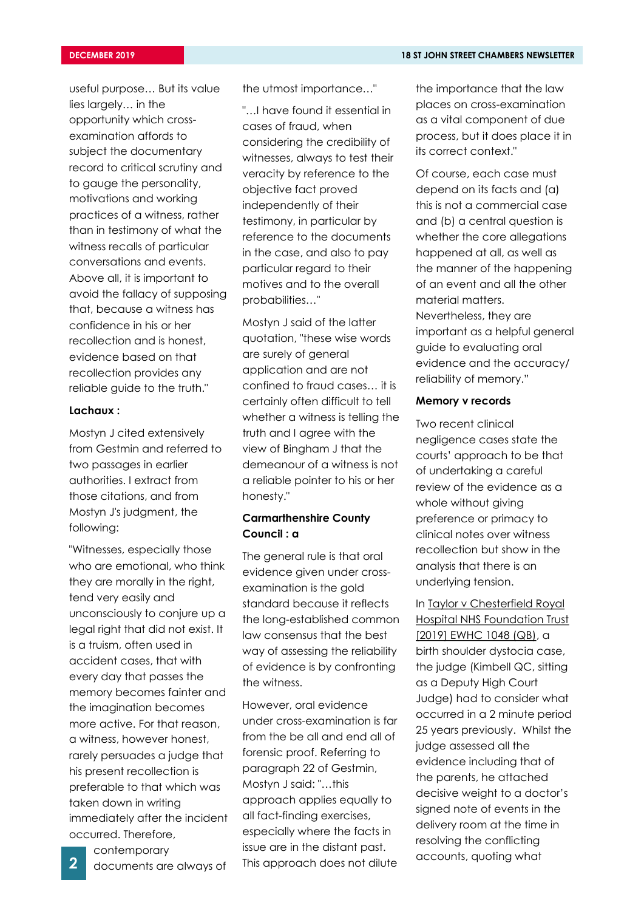useful purpose… But its value lies largely… in the opportunity which cross-examination affords to subject the documentary record to critical scrutiny and to gauge the personality, motivations and working practices of a witness, rather than in testimony of what the witness recalls of particular conversations and events. Above all, it is important to avoid the fallacy of supposing that, because a witness has confidence in his or her recollection and is honest, evidence based on that recollection provides any reliable guide to the truth."

**Lachaux :**

Mostyn J cited extensively from Gestmin and referred to two passages in earlier authorities. I extract from those citations, and from Mostyn J's judgment, the following:

"Witnesses, especially those who are emotional, who think they are morally in the right, tend very easily and unconsciously to conjure up a legal right that did not exist. It is a truism, often used in accident cases, that with every day that passes the memory becomes fainter and the imagination becomes more active. For that reason, a witness, however honest, rarely persuades a judge that his present recollection is preferable to that which was taken down in writing immediately after the incident occurred. Therefore, contemporary documents are always of the utmost importance…"

"…I have found it essential in cases of fraud, when considering the credibility of witnesses, always to test their veracity by reference to the objective fact proved independently of their testimony, in particular by reference to the documents in the case, and also to pay particular regard to their motives and to the overall probabilities…"

Mostyn J said of the latter quotation, "these wise words are surely of general application and are not confined to fraud cases… it is certainly often difficult to tell whether a witness is telling the truth and I agree with the view of Bingham J that the demeanour of a witness is not a reliable pointer to his or her honesty."

**Carmarthenshire County Council : a**

The general rule is that oral evidence given under cross-examination is the gold standard because it reflects the long-established common law consensus that the best way of assessing the reliability of evidence is by confronting the witness.

However, oral evidence under cross-examination is far from the be all and end all of forensic proof. Referring to paragraph 22 of Gestmin, Mostyn J said: "…this approach applies equally to all fact-finding exercises, especially where the facts in issue are in the distant past. This approach does not dilute the importance that the law places on cross-examination as a vital component of due process, but it does place it in its correct context."

Of course, each case must depend on its facts and (a) this is not a commercial case and (b) a central question is whether the core allegations happened at all, as well as the manner of the happening of an event and all the other material matters. Nevertheless, they are important as a helpful general guide to evaluating oral evidence and the accuracy/ reliability of memory."

**Memory v records**

Two recent clinical negligence cases state the courts' approach to be that of undertaking a careful review of the evidence as a whole without giving preference or primacy to clinical notes over witness recollection but show in the analysis that there is an underlying tension.

In Taylor v Chesterfield Royal Hospital NHS Foundation Trust [2019] EWHC 1048 (QB), a birth shoulder dystocia case, the judge (Kimbell QC, sitting as a Deputy High Court Judge) had to consider what occurred in a 2 minute period 25 years previously. Whilst the judge assessed all the evidence including that of the parents, he attached decisive weight to a doctor's signed note of events in the delivery room at the time in resolving the conflicting accounts, quoting what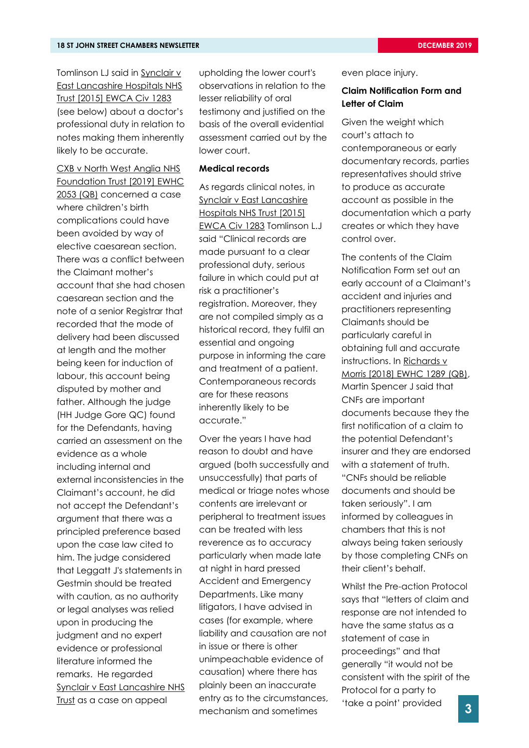Tomlinson LJ said in Synclair v East Lancashire Hospitals NHS Trust [2015] EWCA Civ 1283 (see below) about a doctor's professional duty in relation to notes making them inherently likely to be accurate.

CXB v North West Anglia NHS Foundation Trust [2019] EWHC 2053 (QB) concerned a case where children's birth complications could have been avoided by way of elective caesarean section. There was a conflict between the Claimant mother's account that she had chosen caesarean section and the note of a senior Registrar that recorded that the mode of delivery had been discussed at length and the mother being keen for induction of labour, this account being disputed by mother and father. Although the judge (HH Judge Gore QC) found for the Defendants, having carried an assessment on the evidence as a whole including internal and external inconsistencies in the Claimant's account, he did not accept the Defendant's argument that there was a principled preference based upon the case law cited to him. The judge considered that Leggatt J's statements in Gestmin should be treated with caution, as no authority or legal analyses was relied upon in producing the judgment and no expert evidence or professional literature informed the remarks. He regarded Synclair v East Lancashire NHS Trust as a case on appeal upholding the lower court's observations in relation to the lesser reliability of oral testimony and justified on the basis of the overall evidential assessment carried out by the lower court.

**Medical records**

As regards clinical notes, in Synclair v East Lancashire Hospitals NHS Trust [2015] EWCA Civ 1283 Tomlinson L.J said "Clinical records are made pursuant to a clear professional duty, serious failure in which could put at risk a practitioner's registration. Moreover, they are not compiled simply as a historical record, they fulfil an essential and ongoing purpose in informing the care and treatment of a patient. Contemporaneous records are for these reasons inherently likely to be accurate."

Over the years I have had reason to doubt and have argued (both successfully and unsuccessfully) that parts of medical or triage notes whose contents are irrelevant or peripheral to treatment issues can be treated with less reverence as to accuracy particularly when made late at night in hard pressed Accident and Emergency Departments. Like many litigators, I have advised in cases (for example, where liability and causation are not in issue or there is other unimpeachable evidence of causation) where there has plainly been an inaccurate entry as to the circumstances, mechanism and sometimes even place injury.

**Claim Notification Form and Letter of Claim**

Given the weight which court's attach to contemporaneous or early documentary records, parties representatives should strive to produce as accurate account as possible in the documentation which a party creates or which they have control over.

The contents of the Claim Notification Form set out an early account of a Claimant's accident and injuries and practitioners representing Claimants should be particularly careful in obtaining full and accurate instructions. In Richards v Morris [2018] EWHC 1289 (QB), Martin Spencer J said that CNFs are important documents because they the first notification of a claim to the potential Defendant's insurer and they are endorsed with a statement of truth. "CNFs should be reliable documents and should be taken seriously". I am informed by colleagues in chambers that this is not always being taken seriously by those completing CNFs on their client's behalf.

Whilst the Pre-action Protocol says that "letters of claim and response are not intended to have the same status as a statement of case in proceedings" and that generally "it would not be consistent with the spirit of the Protocol for a party to 'take a point' provided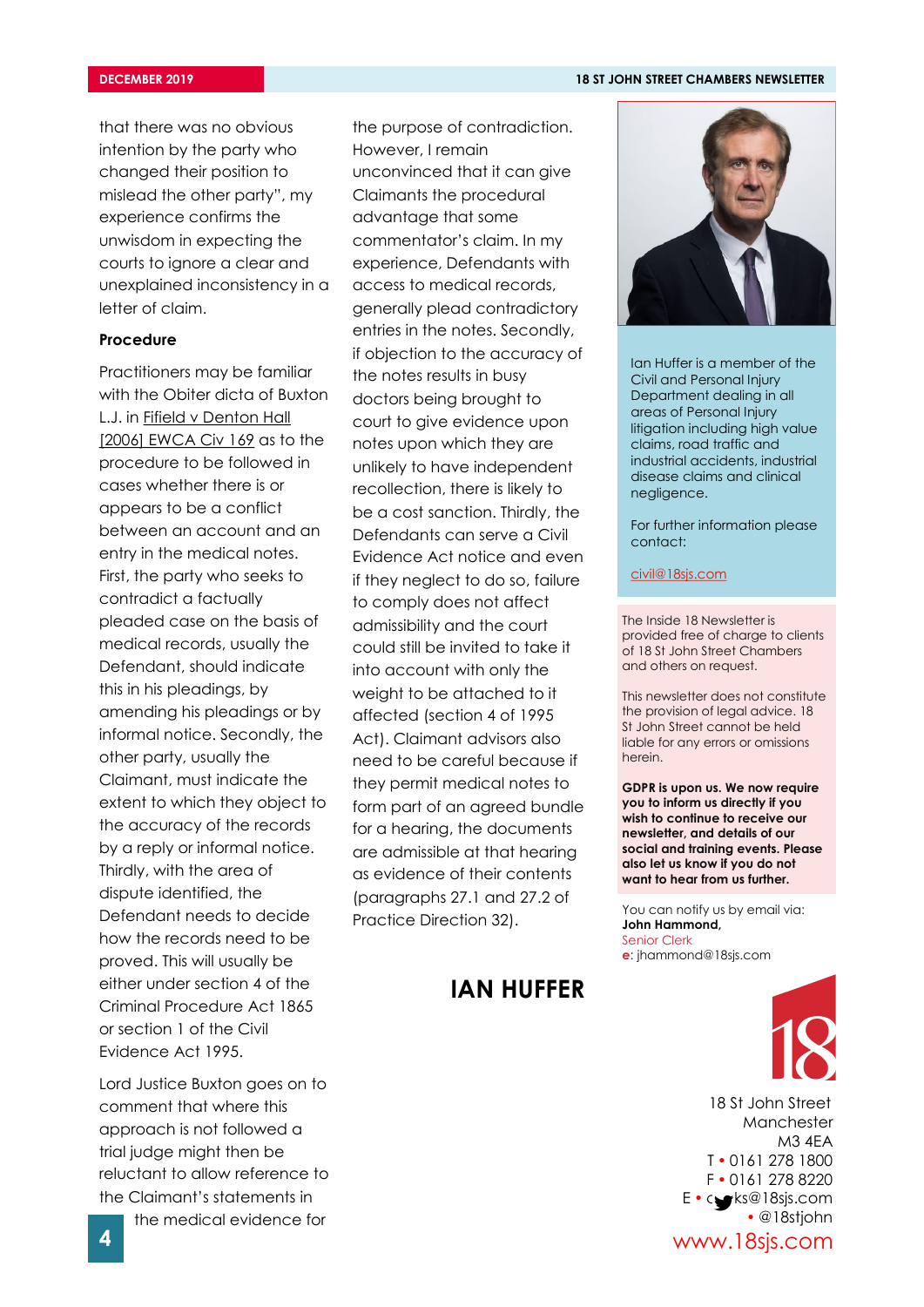that there was no obvious intention by the party who changed their position to mislead the other party", my experience confirms the unwisdom in expecting the courts to ignore a clear and unexplained inconsistency in a letter of claim.

**Procedure**

Practitioners may be familiar with the Obiter dicta of Buxton L.J. in Fifield v Denton Hall [2006] EWCA Civ 169 as to the procedure to be followed in cases whether there is or appears to be a conflict between an account and an entry in the medical notes. First, the party who seeks to contradict a factually pleaded case on the basis of medical records, usually the Defendant, should indicate this in his pleadings, by amending his pleadings or by informal notice. Secondly, the other party, usually the Claimant, must indicate the extent to which they object to the accuracy of the records by a reply or informal notice. Thirdly, with the area of dispute identified, the Defendant needs to decide how the records need to be proved. This will usually be either under section 4 of the Criminal Procedure Act 1865 or section 1 of the Civil Evidence Act 1995.

Lord Justice Buxton goes on to comment that where this approach is not followed a trial judge might then be reluctant to allow reference to the Claimant's statements in the medical evidence for the purpose of contradiction. However, I remain unconvinced that it can give Claimants the procedural advantage that some commentator's claim. In my experience, Defendants with access to medical records, generally plead contradictory entries in the notes. Secondly, if objection to the accuracy of the notes results in busy doctors being brought to court to give evidence upon notes upon which they are unlikely to have independent recollection, there is likely to be a cost sanction. Thirdly, the Defendants can serve a Civil Evidence Act notice and even if they neglect to do so, failure to comply does not affect admissibility and the court could still be invited to take it into account with only the weight to be attached to it affected (section 4 of 1995 Act). Claimant advisors also need to be careful because if they permit medical notes to form part of an agreed bundle for a hearing, the documents are admissible at that hearing as evidence of their contents (paragraphs 27.1 and 27.2 of Practice Direction 32).

**IAN HUFFER**

Ian Huffer is a member of the Civil and Personal Injury Department dealing in all areas of Personal Injury litigation including high value claims, road traffic and industrial accidents, industrial disease claims and clinical negligence.

For further information please contact:

civil@18sjs.com

The Inside 18 Newsletter is provided free of charge to clients of 18 St John Street Chambers and others on request.

This newsletter does not constitute the provision of legal advice. 18 St John Street cannot be held liable for any errors or omissions herein.

**GDPR is upon us. We now require you to inform us directly if you wish to continue to receive our newsletter, and details of our social and training events. Please also let us know if you do not want to hear from us further.**

You can notify us by email via:
**John Hammond,**
Senior Clerk
**e**: jhammond@18sjs.com

18 St John Street
Manchester
M3 4EA
T • 0161 278 1800
F • 0161 278 8220
E • clerks@18sjs.com
• @18stjohn
www.18sjs.com